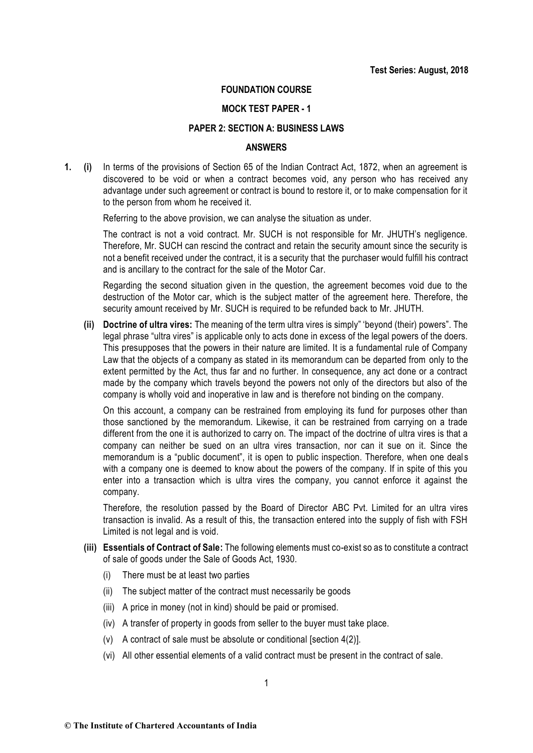**Test Series: August, 2018**

# FOUNDATION COURSE

## MOCK TEST PAPER - 1

## PAPER 2: SECTION A: BUSINESS LAWS

## ANSWERS

1. **(i)** In terms of the provisions of Section 65 of the Indian Contract Act, 1872, when an agreement is discovered to be void or when a contract becomes void, any person who has received any advantage under such agreement or contract is bound to restore it, or to make compensation for it to the person from whom he received it.

   Referring to the above provision, we can analyse the situation as under.

   The contract is not a void contract. Mr. SUCH is not responsible for Mr. JHUTH's negligence. Therefore, Mr. SUCH can rescind the contract and retain the security amount since the security is not a benefit received under the contract, it is a security that the purchaser would fulfill his contract and is ancillary to the contract for the sale of the Motor Car.

   Regarding the second situation given in the question, the agreement becomes void due to the destruction of the Motor car, which is the subject matter of the agreement here. Therefore, the security amount received by Mr. SUCH is required to be refunded back to Mr. JHUTH.

   **(ii) Doctrine of ultra vires:** The meaning of the term ultra vires is simply" 'beyond (their) powers". The legal phrase "ultra vires" is applicable only to acts done in excess of the legal powers of the doers. This presupposes that the powers in their nature are limited. It is a fundamental rule of Company Law that the objects of a company as stated in its memorandum can be departed from only to the extent permitted by the Act, thus far and no further. In consequence, any act done or a contract made by the company which travels beyond the powers not only of the directors but also of the company is wholly void and inoperative in law and is therefore not binding on the company.

   On this account, a company can be restrained from employing its fund for purposes other than those sanctioned by the memorandum. Likewise, it can be restrained from carrying on a trade different from the one it is authorized to carry on. The impact of the doctrine of ultra vires is that a company can neither be sued on an ultra vires transaction, nor can it sue on it. Since the memorandum is a "public document", it is open to public inspection. Therefore, when one deals with a company one is deemed to know about the powers of the company. If in spite of this you enter into a transaction which is ultra vires the company, you cannot enforce it against the company.

   Therefore, the resolution passed by the Board of Director ABC Pvt. Limited for an ultra vires transaction is invalid. As a result of this, the transaction entered into the supply of fish with FSH Limited is not legal and is void.

   **(iii) Essentials of Contract of Sale:** The following elements must co-exist so as to constitute a contract of sale of goods under the Sale of Goods Act, 1930.

   (i) There must be at least two parties

   (ii) The subject matter of the contract must necessarily be goods

   (iii) A price in money (not in kind) should be paid or promised.

   (iv) A transfer of property in goods from seller to the buyer must take place.

   (v) A contract of sale must be absolute or conditional [section 4(2)].

   (vi) All other essential elements of a valid contract must be present in the contract of sale.

© The Institute of Chartered Accountants of India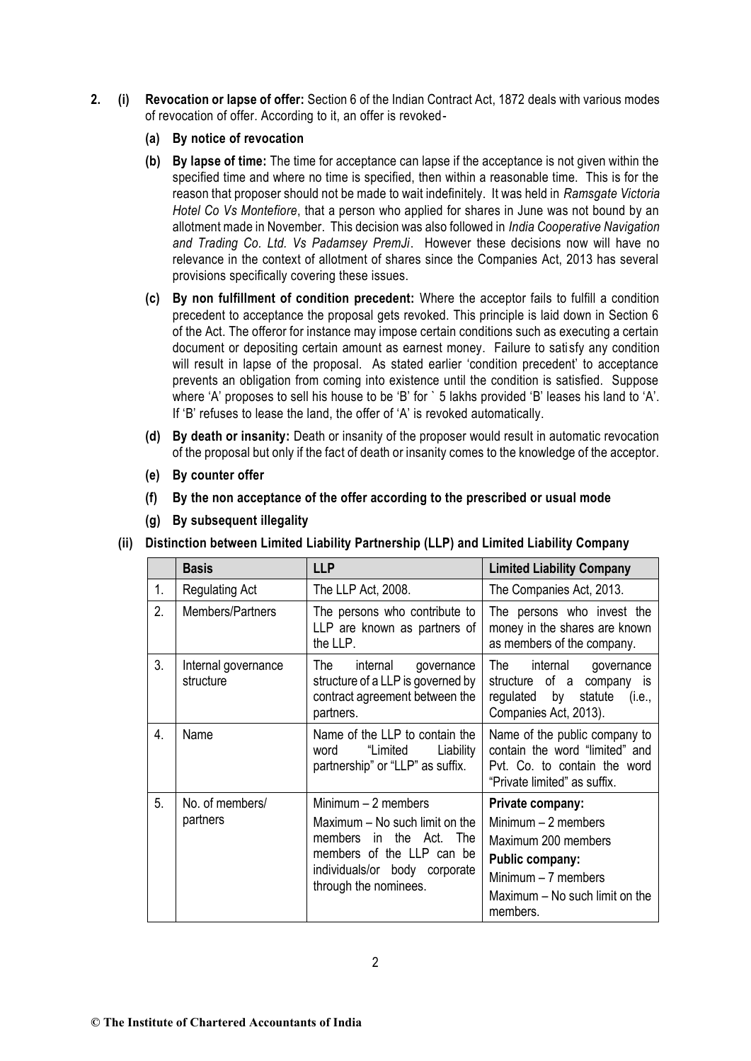**2. (i) Revocation or lapse of offer:** Section 6 of the Indian Contract Act, 1872 deals with various modes of revocation of offer. According to it, an offer is revoked-

**(a) By notice of revocation**

**(b) By lapse of time:** The time for acceptance can lapse if the acceptance is not given within the specified time and where no time is specified, then within a reasonable time. This is for the reason that proposer should not be made to wait indefinitely. It was held in *Ramsgate Victoria Hotel Co Vs Montefiore*, that a person who applied for shares in June was not bound by an allotment made in November. This decision was also followed in *India Cooperative Navigation and Trading Co. Ltd. Vs Padamsey PremJi*. However these decisions now will have no relevance in the context of allotment of shares since the Companies Act, 2013 has several provisions specifically covering these issues.

**(c) By non fulfillment of condition precedent:** Where the acceptor fails to fulfill a condition precedent to acceptance the proposal gets revoked. This principle is laid down in Section 6 of the Act. The offeror for instance may impose certain conditions such as executing a certain document or depositing certain amount as earnest money. Failure to satisfy any condition will result in lapse of the proposal. As stated earlier 'condition precedent' to acceptance prevents an obligation from coming into existence until the condition is satisfied. Suppose where 'A' proposes to sell his house to be 'B' for ` 5 lakhs provided 'B' leases his land to 'A'. If 'B' refuses to lease the land, the offer of 'A' is revoked automatically.

**(d) By death or insanity:** Death or insanity of the proposer would result in automatic revocation of the proposal but only if the fact of death or insanity comes to the knowledge of the acceptor.

**(e) By counter offer**

**(f) By the non acceptance of the offer according to the prescribed or usual mode**

**(g) By subsequent illegality**

**(ii) Distinction between Limited Liability Partnership (LLP) and Limited Liability Company**

| | Basis | LLP | Limited Liability Company |
|---|---|---|---|
| 1. | Regulating Act | The LLP Act, 2008. | The Companies Act, 2013. |
| 2. | Members/Partners | The persons who contribute to LLP are known as partners of the LLP. | The persons who invest the money in the shares are known as members of the company. |
| 3. | Internal governance structure | The internal governance structure of a LLP is governed by contract agreement between the partners. | The internal governance structure of a company is regulated by statute (i.e., Companies Act, 2013). |
| 4. | Name | Name of the LLP to contain the word "Limited Liability partnership" or "LLP" as suffix. | Name of the public company to contain the word "limited" and Pvt. Co. to contain the word "Private limited" as suffix. |
| 5. | No. of members/ partners | Minimum – 2 members<br>Maximum – No such limit on the members in the Act. The members of the LLP can be individuals/or body corporate through the nominees. | **Private company:**<br>Minimum – 2 members<br>Maximum 200 members<br>**Public company:**<br>Minimum – 7 members<br>Maximum – No such limit on the members. |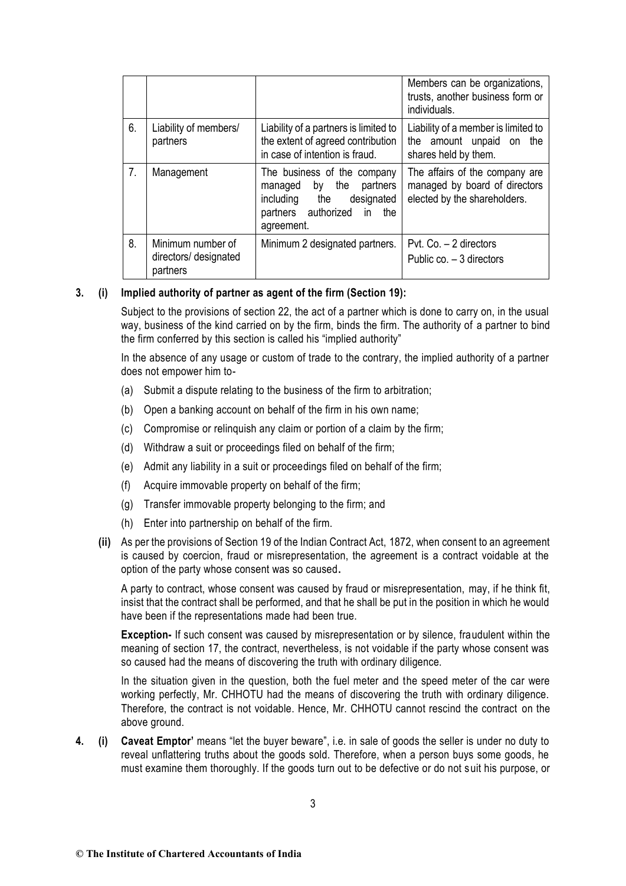| | | | |
|---|---|---|---|
| | | | Members can be organizations, trusts, another business form or individuals. |
| 6. | Liability of members/ partners | Liability of a partners is limited to the extent of agreed contribution in case of intention is fraud. | Liability of a member is limited to the amount unpaid on the shares held by them. |
| 7. | Management | The business of the company managed by the partners including the designated partners authorized in the agreement. | The affairs of the company are managed by board of directors elected by the shareholders. |
| 8. | Minimum number of directors/ designated partners | Minimum 2 designated partners. | Pvt. Co. – 2 directors<br>Public co. – 3 directors |

**3. (i) Implied authority of partner as agent of the firm (Section 19):**

Subject to the provisions of section 22, the act of a partner which is done to carry on, in the usual way, business of the kind carried on by the firm, binds the firm. The authority of a partner to bind the firm conferred by this section is called his "implied authority"

In the absence of any usage or custom of trade to the contrary, the implied authority of a partner does not empower him to-

(a) Submit a dispute relating to the business of the firm to arbitration;

(b) Open a banking account on behalf of the firm in his own name;

(c) Compromise or relinquish any claim or portion of a claim by the firm;

(d) Withdraw a suit or proceedings filed on behalf of the firm;

(e) Admit any liability in a suit or proceedings filed on behalf of the firm;

(f) Acquire immovable property on behalf of the firm;

(g) Transfer immovable property belonging to the firm; and

(h) Enter into partnership on behalf of the firm.

**(ii)** As per the provisions of Section 19 of the Indian Contract Act, 1872, when consent to an agreement is caused by coercion, fraud or misrepresentation, the agreement is a contract voidable at the option of the party whose consent was so caused**.**

A party to contract, whose consent was caused by fraud or misrepresentation, may, if he think fit, insist that the contract shall be performed, and that he shall be put in the position in which he would have been if the representations made had been true.

**Exception-** If such consent was caused by misrepresentation or by silence, fraudulent within the meaning of section 17, the contract, nevertheless, is not voidable if the party whose consent was so caused had the means of discovering the truth with ordinary diligence.

In the situation given in the question, both the fuel meter and the speed meter of the car were working perfectly, Mr. CHHOTU had the means of discovering the truth with ordinary diligence. Therefore, the contract is not voidable. Hence, Mr. CHHOTU cannot rescind the contract on the above ground.

**4. (i) Caveat Emptor'** means "let the buyer beware", i.e. in sale of goods the seller is under no duty to reveal unflattering truths about the goods sold. Therefore, when a person buys some goods, he must examine them thoroughly. If the goods turn out to be defective or do not suit his purpose, or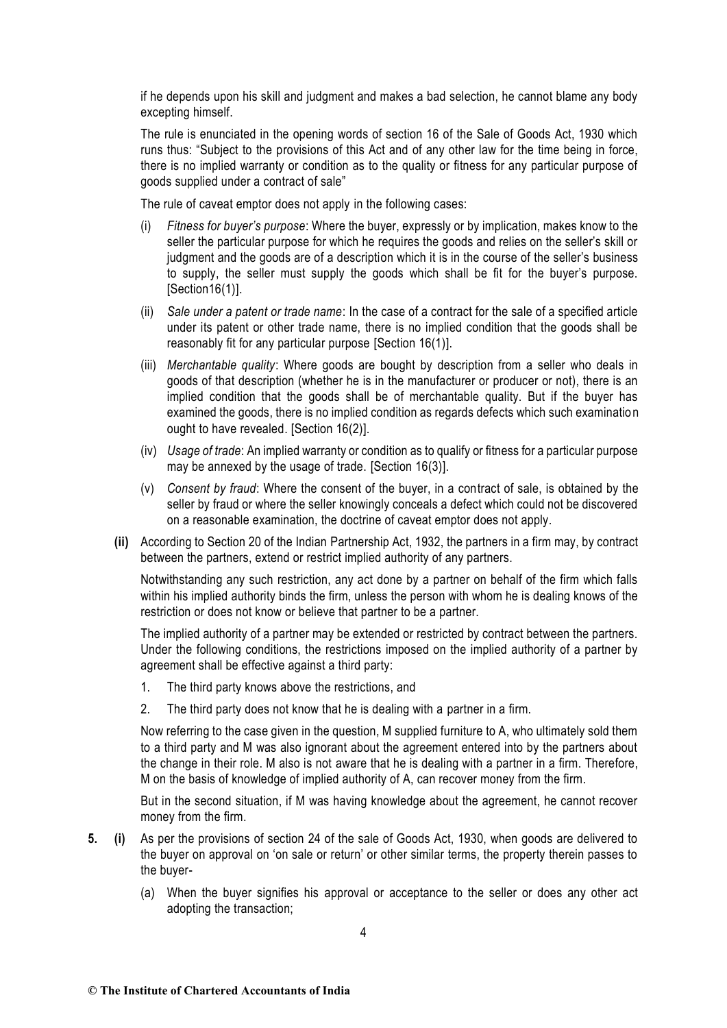if he depends upon his skill and judgment and makes a bad selection, he cannot blame any body excepting himself.

The rule is enunciated in the opening words of section 16 of the Sale of Goods Act, 1930 which runs thus: "Subject to the provisions of this Act and of any other law for the time being in force, there is no implied warranty or condition as to the quality or fitness for any particular purpose of goods supplied under a contract of sale"

The rule of caveat emptor does not apply in the following cases:

(i) *Fitness for buyer's purpose*: Where the buyer, expressly or by implication, makes know to the seller the particular purpose for which he requires the goods and relies on the seller's skill or judgment and the goods are of a description which it is in the course of the seller's business to supply, the seller must supply the goods which shall be fit for the buyer's purpose. [Section16(1)].

(ii) *Sale under a patent or trade name*: In the case of a contract for the sale of a specified article under its patent or other trade name, there is no implied condition that the goods shall be reasonably fit for any particular purpose [Section 16(1)].

(iii) *Merchantable quality*: Where goods are bought by description from a seller who deals in goods of that description (whether he is in the manufacturer or producer or not), there is an implied condition that the goods shall be of merchantable quality. But if the buyer has examined the goods, there is no implied condition as regards defects which such examination ought to have revealed. [Section 16(2)].

(iv) *Usage of trade*: An implied warranty or condition as to qualify or fitness for a particular purpose may be annexed by the usage of trade. [Section 16(3)].

(v) *Consent by fraud*: Where the consent of the buyer, in a contract of sale, is obtained by the seller by fraud or where the seller knowingly conceals a defect which could not be discovered on a reasonable examination, the doctrine of caveat emptor does not apply.

**(ii)** According to Section 20 of the Indian Partnership Act, 1932, the partners in a firm may, by contract between the partners, extend or restrict implied authority of any partners.

Notwithstanding any such restriction, any act done by a partner on behalf of the firm which falls within his implied authority binds the firm, unless the person with whom he is dealing knows of the restriction or does not know or believe that partner to be a partner.

The implied authority of a partner may be extended or restricted by contract between the partners. Under the following conditions, the restrictions imposed on the implied authority of a partner by agreement shall be effective against a third party:

1. The third party knows above the restrictions, and
2. The third party does not know that he is dealing with a partner in a firm.

Now referring to the case given in the question, M supplied furniture to A, who ultimately sold them to a third party and M was also ignorant about the agreement entered into by the partners about the change in their role. M also is not aware that he is dealing with a partner in a firm. Therefore, M on the basis of knowledge of implied authority of A, can recover money from the firm.

But in the second situation, if M was having knowledge about the agreement, he cannot recover money from the firm.

**5. (i)** As per the provisions of section 24 of the sale of Goods Act, 1930, when goods are delivered to the buyer on approval on 'on sale or return' or other similar terms, the property therein passes to the buyer-

(a) When the buyer signifies his approval or acceptance to the seller or does any other act adopting the transaction;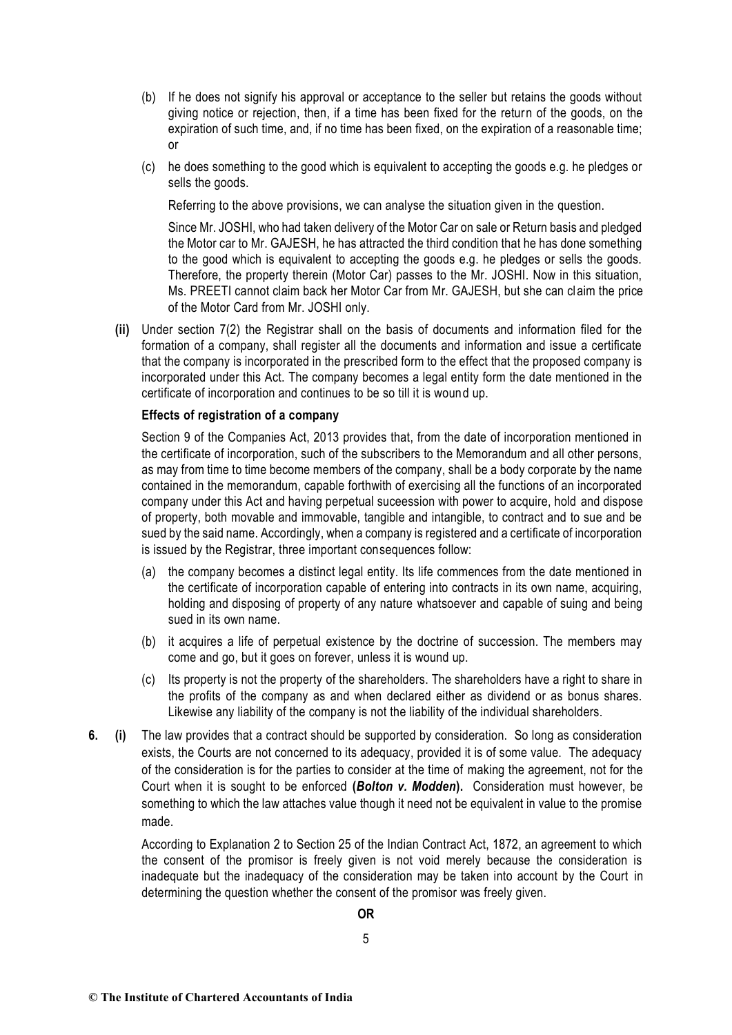(b) If he does not signify his approval or acceptance to the seller but retains the goods without giving notice or rejection, then, if a time has been fixed for the return of the goods, on the expiration of such time, and, if no time has been fixed, on the expiration of a reasonable time; or

(c) he does something to the good which is equivalent to accepting the goods e.g. he pledges or sells the goods.

Referring to the above provisions, we can analyse the situation given in the question.

Since Mr. JOSHI, who had taken delivery of the Motor Car on sale or Return basis and pledged the Motor car to Mr. GAJESH, he has attracted the third condition that he has done something to the good which is equivalent to accepting the goods e.g. he pledges or sells the goods. Therefore, the property therein (Motor Car) passes to the Mr. JOSHI. Now in this situation, Ms. PREETI cannot claim back her Motor Car from Mr. GAJESH, but she can claim the price of the Motor Card from Mr. JOSHI only.

**(ii)** Under section 7(2) the Registrar shall on the basis of documents and information filed for the formation of a company, shall register all the documents and information and issue a certificate that the company is incorporated in the prescribed form to the effect that the proposed company is incorporated under this Act. The company becomes a legal entity form the date mentioned in the certificate of incorporation and continues to be so till it is wound up.

**Effects of registration of a company**

Section 9 of the Companies Act, 2013 provides that, from the date of incorporation mentioned in the certificate of incorporation, such of the subscribers to the Memorandum and all other persons, as may from time to time become members of the company, shall be a body corporate by the name contained in the memorandum, capable forthwith of exercising all the functions of an incorporated company under this Act and having perpetual suceession with power to acquire, hold and dispose of property, both movable and immovable, tangible and intangible, to contract and to sue and be sued by the said name. Accordingly, when a company is registered and a certificate of incorporation is issued by the Registrar, three important consequences follow:

(a) the company becomes a distinct legal entity. Its life commences from the date mentioned in the certificate of incorporation capable of entering into contracts in its own name, acquiring, holding and disposing of property of any nature whatsoever and capable of suing and being sued in its own name.

(b) it acquires a life of perpetual existence by the doctrine of succession. The members may come and go, but it goes on forever, unless it is wound up.

(c) Its property is not the property of the shareholders. The shareholders have a right to share in the profits of the company as and when declared either as dividend or as bonus shares. Likewise any liability of the company is not the liability of the individual shareholders.

**6. (i)** The law provides that a contract should be supported by consideration. So long as consideration exists, the Courts are not concerned to its adequacy, provided it is of some value. The adequacy of the consideration is for the parties to consider at the time of making the agreement, not for the Court when it is sought to be enforced **(*Bolton v. Modden*)**. Consideration must however, be something to which the law attaches value though it need not be equivalent in value to the promise made.

According to Explanation 2 to Section 25 of the Indian Contract Act, 1872, an agreement to which the consent of the promisor is freely given is not void merely because the consideration is inadequate but the inadequacy of the consideration may be taken into account by the Court in determining the question whether the consent of the promisor was freely given.

**OR**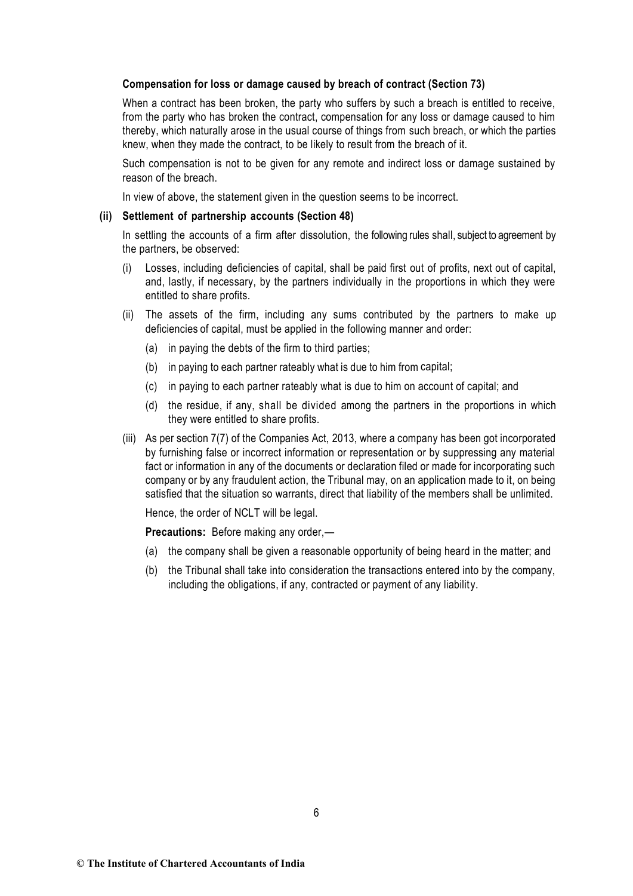**Compensation for loss or damage caused by breach of contract (Section 73)**

When a contract has been broken, the party who suffers by such a breach is entitled to receive, from the party who has broken the contract, compensation for any loss or damage caused to him thereby, which naturally arose in the usual course of things from such breach, or which the parties knew, when they made the contract, to be likely to result from the breach of it.

Such compensation is not to be given for any remote and indirect loss or damage sustained by reason of the breach.

In view of above, the statement given in the question seems to be incorrect.

**(ii) Settlement of partnership accounts (Section 48)**

In settling the accounts of a firm after dissolution, the following rules shall, subject to agreement by the partners, be observed:

(i) Losses, including deficiencies of capital, shall be paid first out of profits, next out of capital, and, lastly, if necessary, by the partners individually in the proportions in which they were entitled to share profits.

(ii) The assets of the firm, including any sums contributed by the partners to make up deficiencies of capital, must be applied in the following manner and order:

   (a) in paying the debts of the firm to third parties;

   (b) in paying to each partner rateably what is due to him from capital;

   (c) in paying to each partner rateably what is due to him on account of capital; and

   (d) the residue, if any, shall be divided among the partners in the proportions in which they were entitled to share profits.

(iii) As per section 7(7) of the Companies Act, 2013, where a company has been got incorporated by furnishing false or incorrect information or representation or by suppressing any material fact or information in any of the documents or declaration filed or made for incorporating such company or by any fraudulent action, the Tribunal may, on an application made to it, on being satisfied that the situation so warrants, direct that liability of the members shall be unlimited.

Hence, the order of NCLT will be legal.

**Precautions:** Before making any order,—

(a) the company shall be given a reasonable opportunity of being heard in the matter; and

(b) the Tribunal shall take into consideration the transactions entered into by the company, including the obligations, if any, contracted or payment of any liability.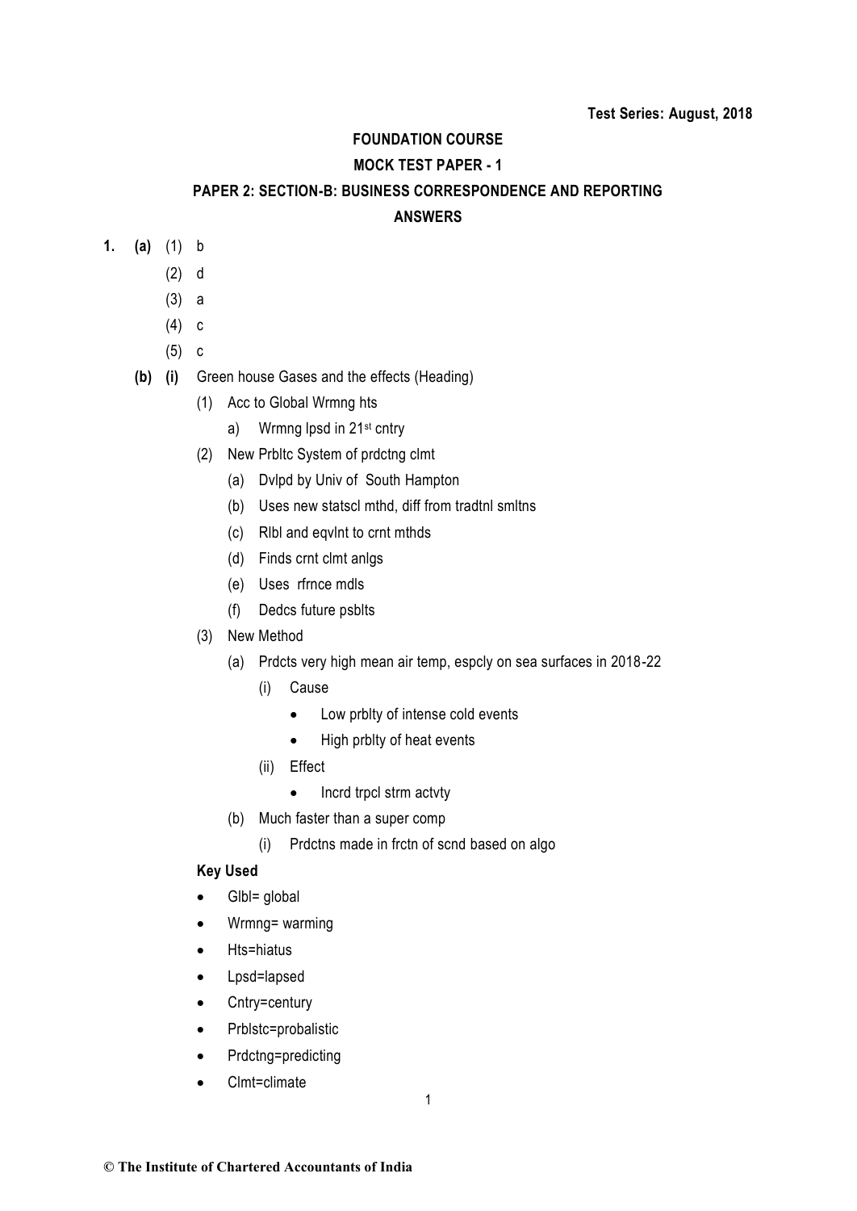**Test Series: August, 2018**

**FOUNDATION COURSE**

**MOCK TEST PAPER - 1**

**PAPER 2: SECTION-B: BUSINESS CORRESPONDENCE AND REPORTING**

**ANSWERS**

1. **(a)** (1) b

    (2) d

    (3) a

    (4) c

    (5) c

   **(b) (i)** Green house Gases and the effects (Heading)

    (1) Acc to Global Wrmng hts
        - a) Wrmng lpsd in 21st cntry

    (2) New Prbltc System of prdctng clmt
        - (a) Dvlpd by Univ of South Hampton
        - (b) Uses new statscl mthd, diff from tradtnl smltns
        - (c) Rlbl and eqvlnt to crnt mthds
        - (d) Finds crnt clmt anlgs
        - (e) Uses rfrnce mdls
        - (f) Dedcs future psblts

    (3) New Method
        - (a) Prdcts very high mean air temp, espcly on sea surfaces in 2018-22
            - (i) Cause
                - Low prblty of intense cold events
                - High prblty of heat events
            - (ii) Effect
                - Incrd trpcl strm actvty
        - (b) Much faster than a super comp
            - (i) Prdctns made in frctn of scnd based on algo

**Key Used**

- Glbl= global
- Wrmng= warming
- Hts=hiatus
- Lpsd=lapsed
- Cntry=century
- Prblstc=probalistic
- Prdctng=predicting
- Clmt=climate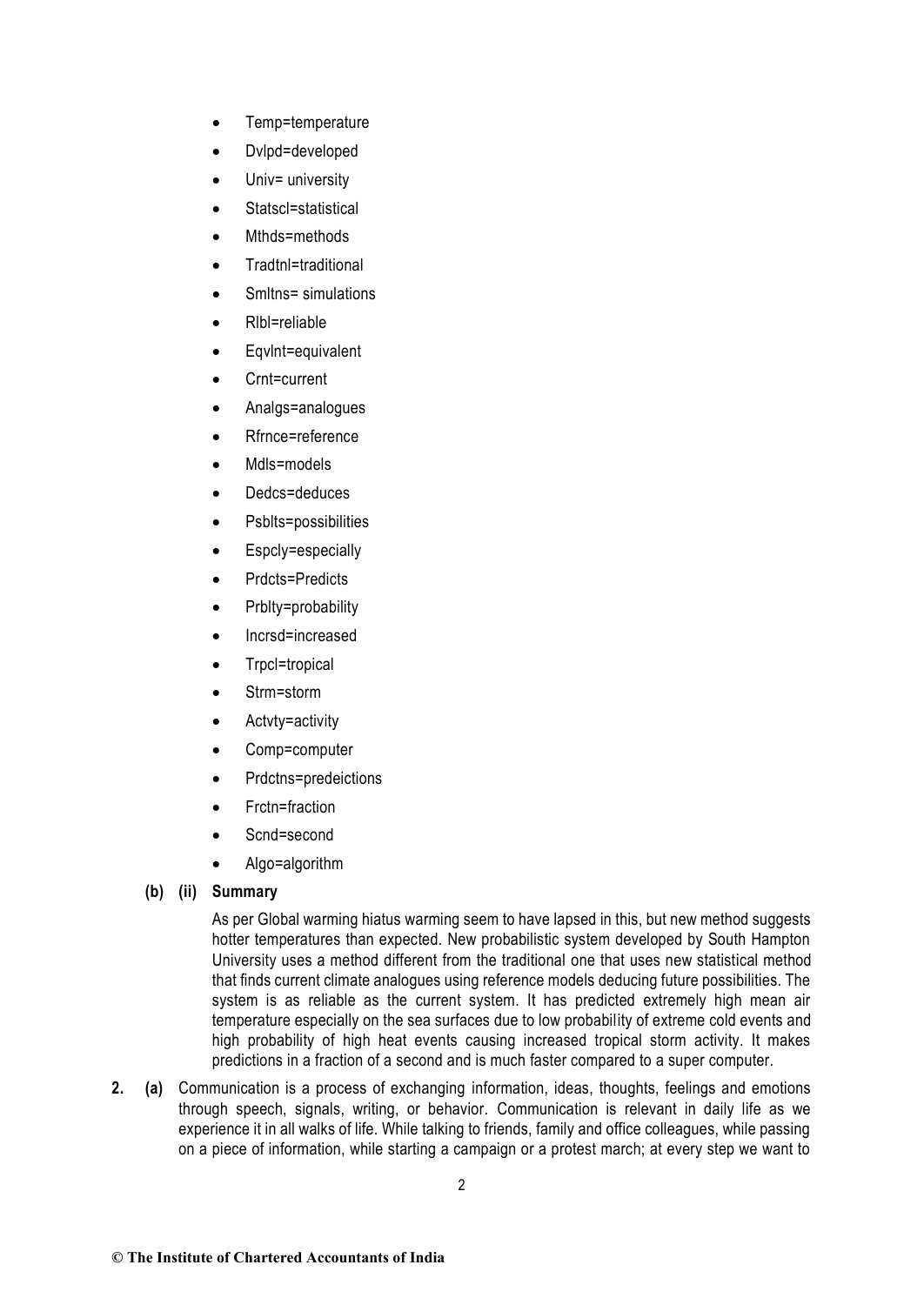- Temp=temperature
- Dvlpd=developed
- Univ= university
- Statscl=statistical
- Mthds=methods
- Tradtnl=traditional
- Smltns= simulations
- Rlbl=reliable
- Eqvlnt=equivalent
- Crnt=current
- Analgs=analogues
- Rfrnce=reference
- Mdls=models
- Dedcs=deduces
- Psblts=possibilities
- Espcly=especially
- Prdcts=Predicts
- Prblty=probability
- Incrsd=increased
- Trpcl=tropical
- Strm=storm
- Actvty=activity
- Comp=computer
- Prdctns=predeictions
- Frctn=fraction
- Scnd=second
- Algo=algorithm

**(b) (ii) Summary**

As per Global warming hiatus warming seem to have lapsed in this, but new method suggests hotter temperatures than expected. New probabilistic system developed by South Hampton University uses a method different from the traditional one that uses new statistical method that finds current climate analogues using reference models deducing future possibilities. The system is as reliable as the current system. It has predicted extremely high mean air temperature especially on the sea surfaces due to low probability of extreme cold events and high probability of high heat events causing increased tropical storm activity. It makes predictions in a fraction of a second and is much faster compared to a super computer.

**2. (a)** Communication is a process of exchanging information, ideas, thoughts, feelings and emotions through speech, signals, writing, or behavior. Communication is relevant in daily life as we experience it in all walks of life. While talking to friends, family and office colleagues, while passing on a piece of information, while starting a campaign or a protest march; at every step we want to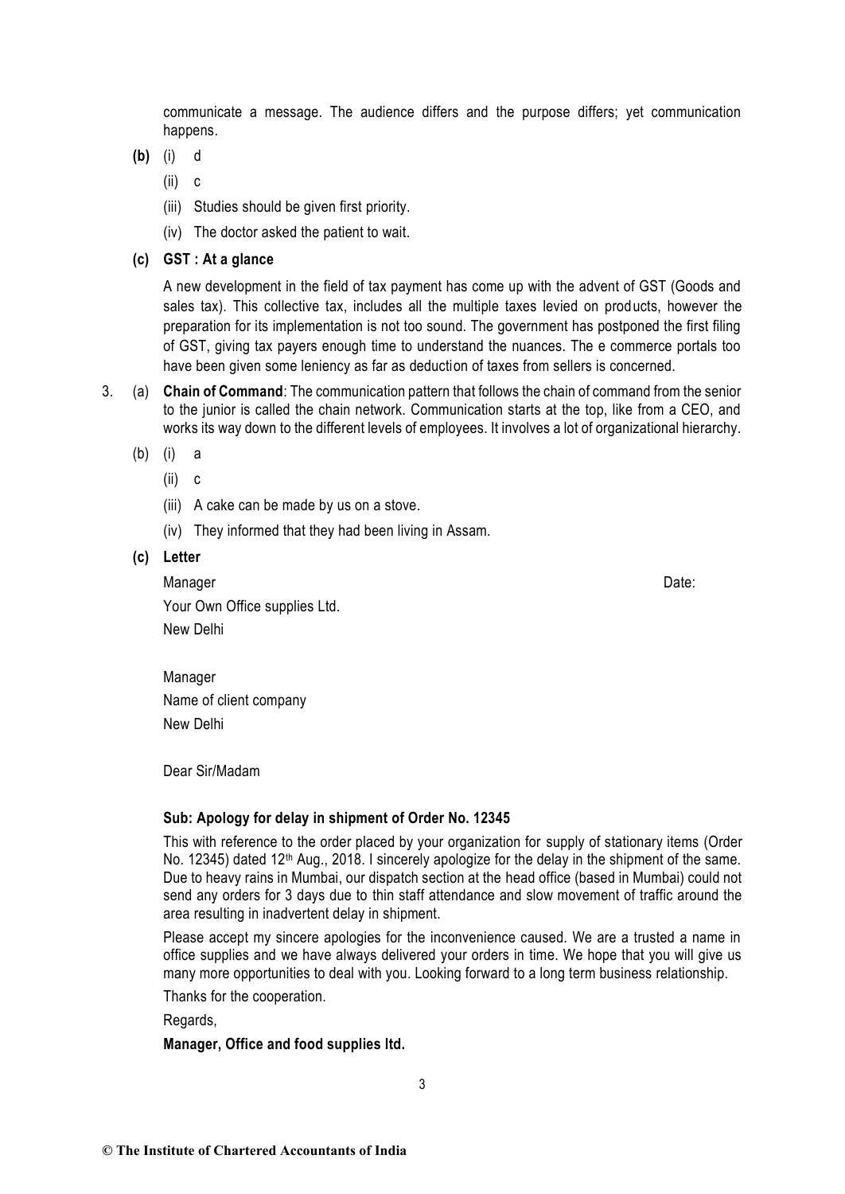communicate a message. The audience differs and the purpose differs; yet communication happens.

**(b)** (i) d

(ii) c

(iii) Studies should be given first priority.

(iv) The doctor asked the patient to wait.

**(c) GST : At a glance**

A new development in the field of tax payment has come up with the advent of GST (Goods and sales tax). This collective tax, includes all the multiple taxes levied on products, however the preparation for its implementation is not too sound. The government has postponed the first filing of GST, giving tax payers enough time to understand the nuances. The e commerce portals too have been given some leniency as far as deduction of taxes from sellers is concerned.

3. (a) **Chain of Command**: The communication pattern that follows the chain of command from the senior to the junior is called the chain network. Communication starts at the top, like from a CEO, and works its way down to the different levels of employees. It involves a lot of organizational hierarchy.

(b) (i) a

(ii) c

(iii) A cake can be made by us on a stove.

(iv) They informed that they had been living in Assam.

**(c) Letter**

Manager                                                                                                    Date:

Your Own Office supplies Ltd.

New Delhi

Manager

Name of client company

New Delhi

Dear Sir/Madam

**Sub: Apology for delay in shipment of Order No. 12345**

This with reference to the order placed by your organization for supply of stationary items (Order No. 12345) dated 12th Aug., 2018. I sincerely apologize for the delay in the shipment of the same. Due to heavy rains in Mumbai, our dispatch section at the head office (based in Mumbai) could not send any orders for 3 days due to thin staff attendance and slow movement of traffic around the area resulting in inadvertent delay in shipment.

Please accept my sincere apologies for the inconvenience caused. We are a trusted a name in office supplies and we have always delivered your orders in time. We hope that you will give us many more opportunities to deal with you. Looking forward to a long term business relationship.

Thanks for the cooperation.

Regards,

**Manager, Office and food supplies ltd.**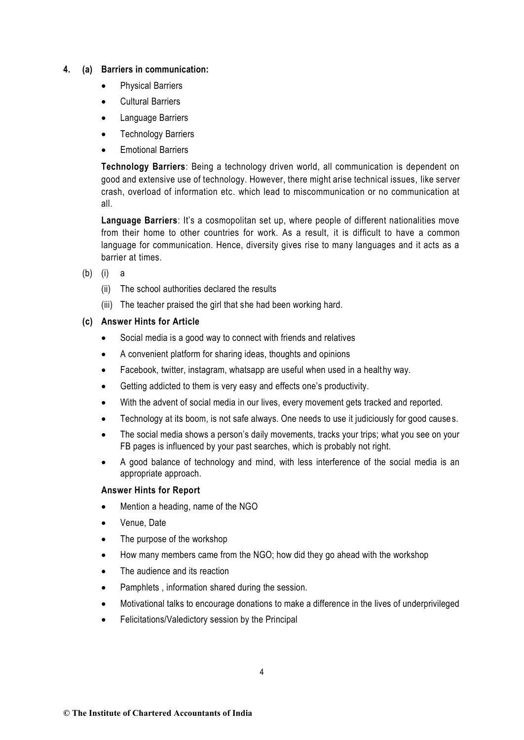**4. (a) Barriers in communication:**

- Physical Barriers
- Cultural Barriers
- Language Barriers
- Technology Barriers
- Emotional Barriers

**Technology Barriers**: Being a technology driven world, all communication is dependent on good and extensive use of technology. However, there might arise technical issues, like server crash, overload of information etc. which lead to miscommunication or no communication at all.

**Language Barriers**: It's a cosmopolitan set up, where people of different nationalities move from their home to other countries for work. As a result, it is difficult to have a common language for communication. Hence, diversity gives rise to many languages and it acts as a barrier at times.

(b) (i) a

(ii) The school authorities declared the results

(iii) The teacher praised the girl that she had been working hard.

**(c) Answer Hints for Article**

- Social media is a good way to connect with friends and relatives
- A convenient platform for sharing ideas, thoughts and opinions
- Facebook, twitter, instagram, whatsapp are useful when used in a healthy way.
- Getting addicted to them is very easy and effects one's productivity.
- With the advent of social media in our lives, every movement gets tracked and reported.
- Technology at its boom, is not safe always. One needs to use it judiciously for good causes.
- The social media shows a person's daily movements, tracks your trips; what you see on your FB pages is influenced by your past searches, which is probably not right.
- A good balance of technology and mind, with less interference of the social media is an appropriate approach.

**Answer Hints for Report**

- Mention a heading, name of the NGO
- Venue, Date
- The purpose of the workshop
- How many members came from the NGO; how did they go ahead with the workshop
- The audience and its reaction
- Pamphlets , information shared during the session.
- Motivational talks to encourage donations to make a difference in the lives of underprivileged
- Felicitations/Valedictory session by the Principal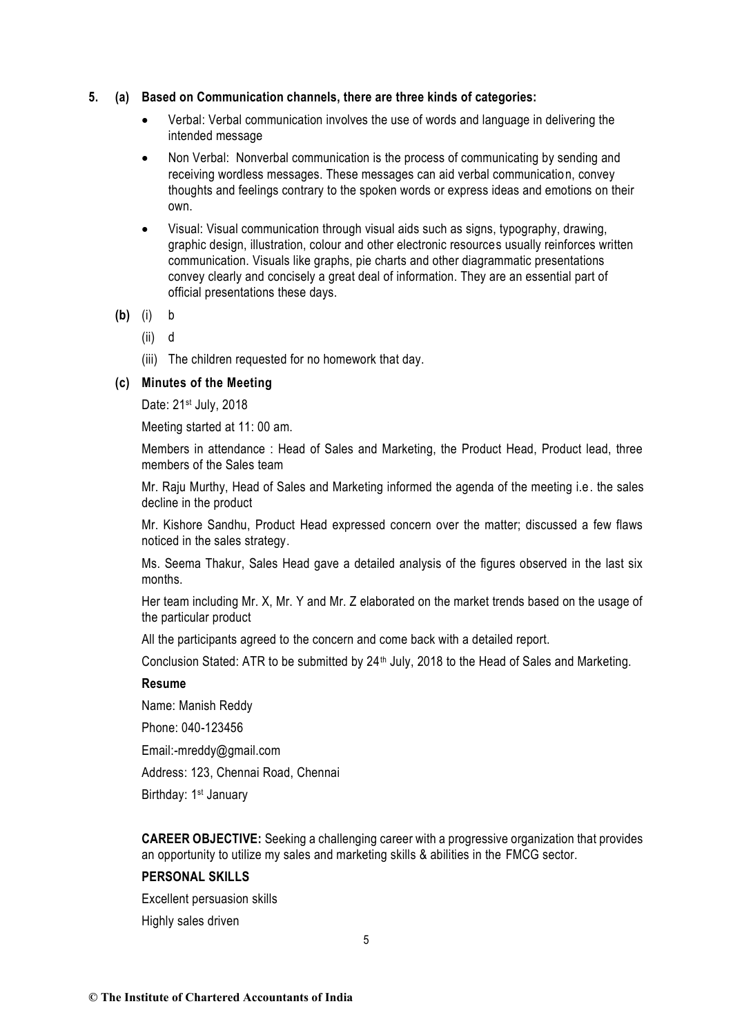**5. (a) Based on Communication channels, there are three kinds of categories:**

- Verbal: Verbal communication involves the use of words and language in delivering the intended message
- Non Verbal: Nonverbal communication is the process of communicating by sending and receiving wordless messages. These messages can aid verbal communication, convey thoughts and feelings contrary to the spoken words or express ideas and emotions on their own.
- Visual: Visual communication through visual aids such as signs, typography, drawing, graphic design, illustration, colour and other electronic resources usually reinforces written communication. Visuals like graphs, pie charts and other diagrammatic presentations convey clearly and concisely a great deal of information. They are an essential part of official presentations these days.

**(b)** (i) b

(ii) d

(iii) The children requested for no homework that day.

**(c) Minutes of the Meeting**

Date: 21st July, 2018

Meeting started at 11: 00 am.

Members in attendance : Head of Sales and Marketing, the Product Head, Product lead, three members of the Sales team

Mr. Raju Murthy, Head of Sales and Marketing informed the agenda of the meeting i.e. the sales decline in the product

Mr. Kishore Sandhu, Product Head expressed concern over the matter; discussed a few flaws noticed in the sales strategy.

Ms. Seema Thakur, Sales Head gave a detailed analysis of the figures observed in the last six months.

Her team including Mr. X, Mr. Y and Mr. Z elaborated on the market trends based on the usage of the particular product

All the participants agreed to the concern and come back with a detailed report.

Conclusion Stated: ATR to be submitted by 24th July, 2018 to the Head of Sales and Marketing.

**Resume**

Name: Manish Reddy

Phone: 040-123456

Email:-mreddy@gmail.com

Address: 123, Chennai Road, Chennai

Birthday: 1st January

**CAREER OBJECTIVE:** Seeking a challenging career with a progressive organization that provides an opportunity to utilize my sales and marketing skills & abilities in the FMCG sector.

**PERSONAL SKILLS**

Excellent persuasion skills

Highly sales driven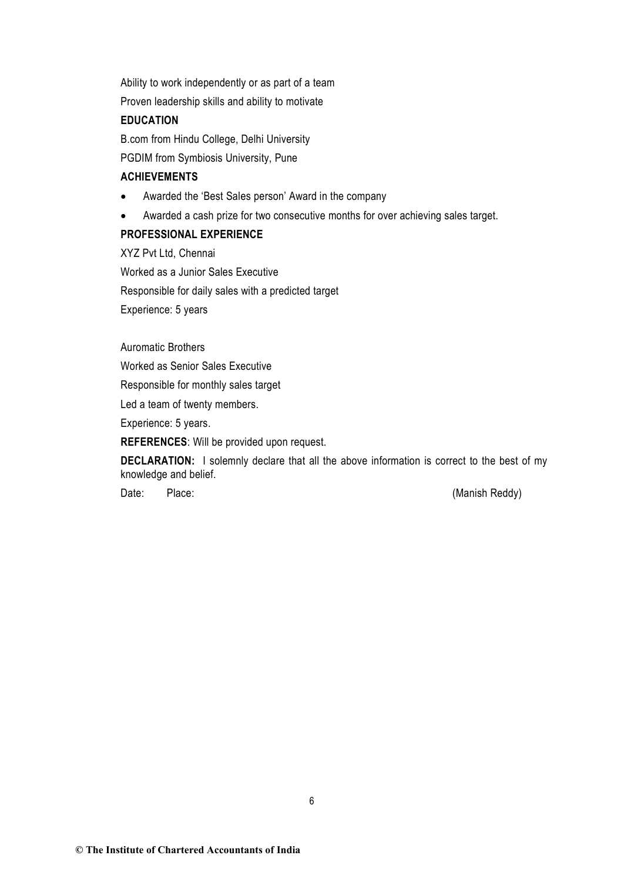Ability to work independently or as part of a team

Proven leadership skills and ability to motivate

**EDUCATION**

B.com from Hindu College, Delhi University

PGDIM from Symbiosis University, Pune

**ACHIEVEMENTS**

- Awarded the 'Best Sales person' Award in the company
- Awarded a cash prize for two consecutive months for over achieving sales target.

**PROFESSIONAL EXPERIENCE**

XYZ Pvt Ltd, Chennai

Worked as a Junior Sales Executive

Responsible for daily sales with a predicted target

Experience: 5 years

Auromatic Brothers

Worked as Senior Sales Executive

Responsible for monthly sales target

Led a team of twenty members.

Experience: 5 years.

**REFERENCES**: Will be provided upon request.

**DECLARATION:** I solemnly declare that all the above information is correct to the best of my knowledge and belief.

Date: Place: (Manish Reddy)